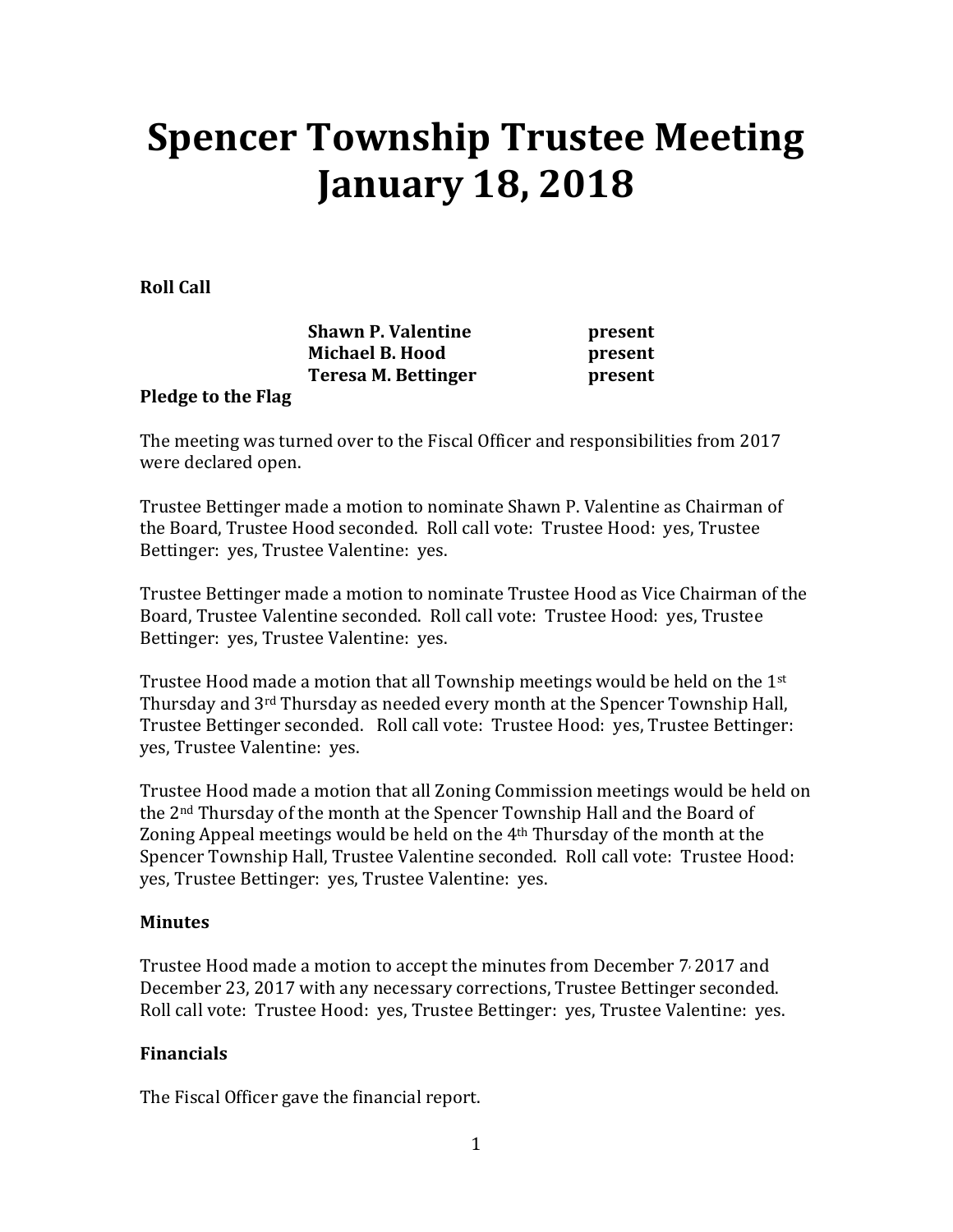# Spencer Township Trustee Meeting January 18, 2018

**Roll Call**

| | |
|---|---|
| **Shawn P. Valentine** | **present** |
| **Michael B. Hood** | **present** |
| **Teresa M. Bettinger** | **present** |

**Pledge to the Flag**

The meeting was turned over to the Fiscal Officer and responsibilities from 2017 were declared open.

Trustee Bettinger made a motion to nominate Shawn P. Valentine as Chairman of the Board, Trustee Hood seconded. Roll call vote: Trustee Hood: yes, Trustee Bettinger: yes, Trustee Valentine: yes.

Trustee Bettinger made a motion to nominate Trustee Hood as Vice Chairman of the Board, Trustee Valentine seconded. Roll call vote: Trustee Hood: yes, Trustee Bettinger: yes, Trustee Valentine: yes.

Trustee Hood made a motion that all Township meetings would be held on the 1st Thursday and 3rd Thursday as needed every month at the Spencer Township Hall, Trustee Bettinger seconded. Roll call vote: Trustee Hood: yes, Trustee Bettinger: yes, Trustee Valentine: yes.

Trustee Hood made a motion that all Zoning Commission meetings would be held on the 2nd Thursday of the month at the Spencer Township Hall and the Board of Zoning Appeal meetings would be held on the 4th Thursday of the month at the Spencer Township Hall, Trustee Valentine seconded. Roll call vote: Trustee Hood: yes, Trustee Bettinger: yes, Trustee Valentine: yes.

**Minutes**

Trustee Hood made a motion to accept the minutes from December 7, 2017 and December 23, 2017 with any necessary corrections, Trustee Bettinger seconded. Roll call vote: Trustee Hood: yes, Trustee Bettinger: yes, Trustee Valentine: yes.

**Financials**

The Fiscal Officer gave the financial report.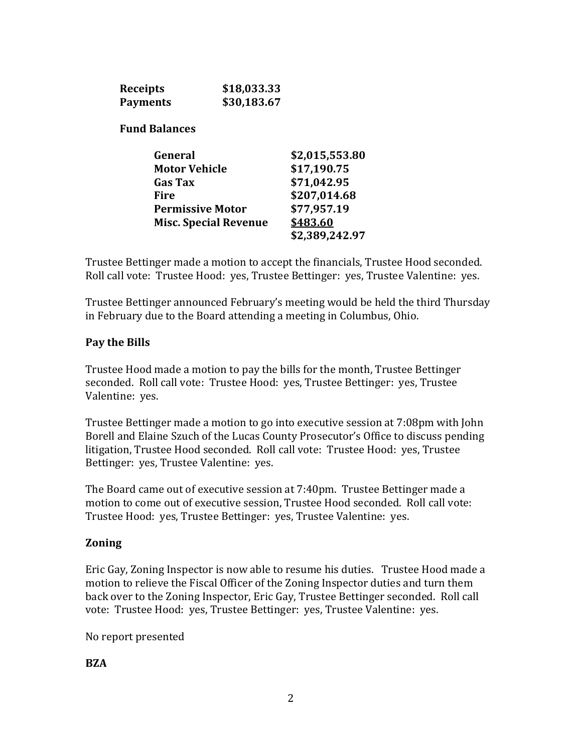| | |
|---|---|
| **Receipts** | **$18,033.33** |
| **Payments** | **$30,183.67** |

**Fund Balances**

| | |
|---|---|
| **General** | **$2,015,553.80** |
| **Motor Vehicle** | **$17,190.75** |
| **Gas Tax** | **$71,042.95** |
| **Fire** | **$207,014.68** |
| **Permissive Motor** | **$77,957.19** |
| **Misc. Special Revenue** | **$483.60** |
| | **$2,389,242.97** |

Trustee Bettinger made a motion to accept the financials, Trustee Hood seconded. Roll call vote: Trustee Hood: yes, Trustee Bettinger: yes, Trustee Valentine: yes.

Trustee Bettinger announced February's meeting would be held the third Thursday in February due to the Board attending a meeting in Columbus, Ohio.

**Pay the Bills**

Trustee Hood made a motion to pay the bills for the month, Trustee Bettinger seconded. Roll call vote: Trustee Hood: yes, Trustee Bettinger: yes, Trustee Valentine: yes.

Trustee Bettinger made a motion to go into executive session at 7:08pm with John Borell and Elaine Szuch of the Lucas County Prosecutor's Office to discuss pending litigation, Trustee Hood seconded. Roll call vote: Trustee Hood: yes, Trustee Bettinger: yes, Trustee Valentine: yes.

The Board came out of executive session at 7:40pm. Trustee Bettinger made a motion to come out of executive session, Trustee Hood seconded. Roll call vote: Trustee Hood: yes, Trustee Bettinger: yes, Trustee Valentine: yes.

**Zoning**

Eric Gay, Zoning Inspector is now able to resume his duties. Trustee Hood made a motion to relieve the Fiscal Officer of the Zoning Inspector duties and turn them back over to the Zoning Inspector, Eric Gay, Trustee Bettinger seconded. Roll call vote: Trustee Hood: yes, Trustee Bettinger: yes, Trustee Valentine: yes.

No report presented

**BZA**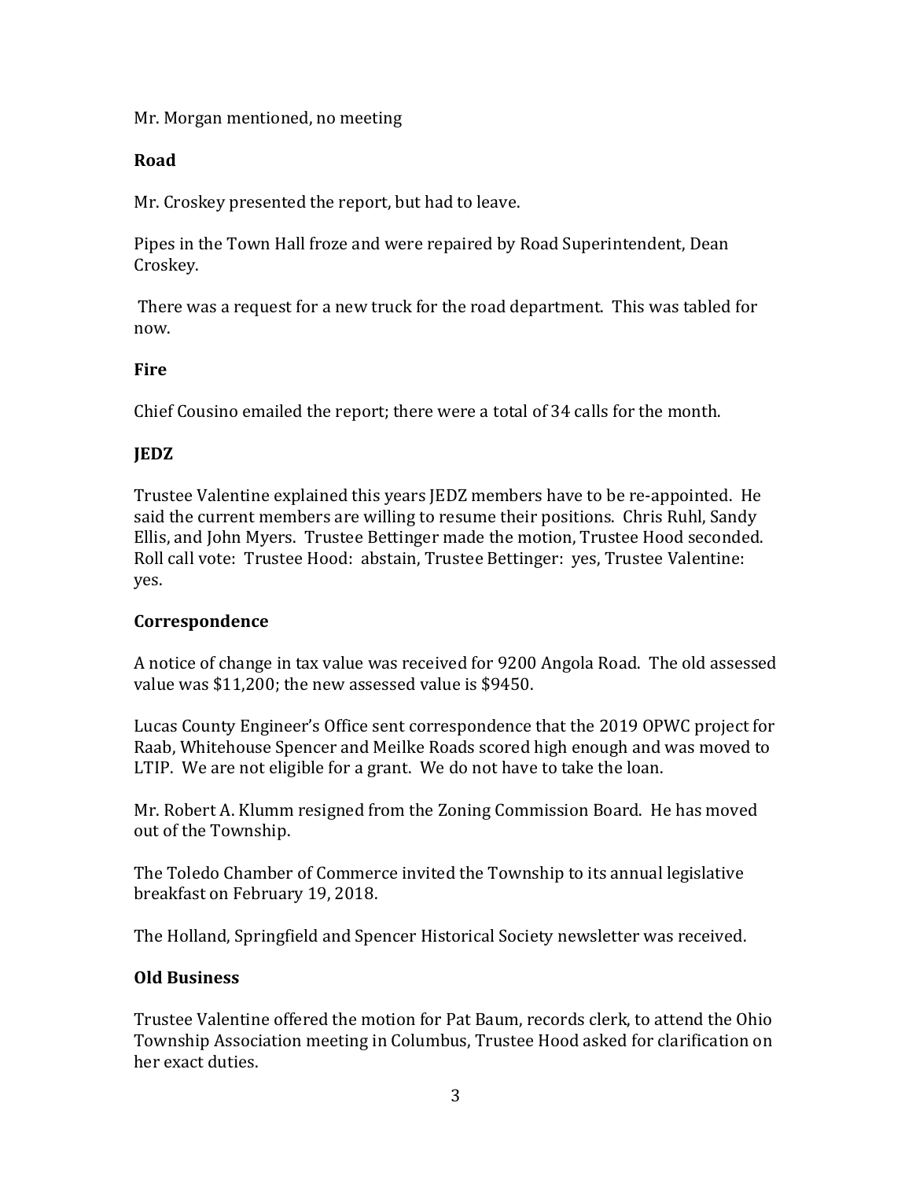Mr. Morgan mentioned, no meeting

**Road**

Mr. Croskey presented the report, but had to leave.

Pipes in the Town Hall froze and were repaired by Road Superintendent, Dean Croskey.

There was a request for a new truck for the road department. This was tabled for now.

**Fire**

Chief Cousino emailed the report; there were a total of 34 calls for the month.

**JEDZ**

Trustee Valentine explained this years JEDZ members have to be re-appointed. He said the current members are willing to resume their positions. Chris Ruhl, Sandy Ellis, and John Myers. Trustee Bettinger made the motion, Trustee Hood seconded. Roll call vote: Trustee Hood: abstain, Trustee Bettinger: yes, Trustee Valentine: yes.

**Correspondence**

A notice of change in tax value was received for 9200 Angola Road. The old assessed value was $11,200; the new assessed value is $9450.

Lucas County Engineer's Office sent correspondence that the 2019 OPWC project for Raab, Whitehouse Spencer and Meilke Roads scored high enough and was moved to LTIP. We are not eligible for a grant. We do not have to take the loan.

Mr. Robert A. Klumm resigned from the Zoning Commission Board. He has moved out of the Township.

The Toledo Chamber of Commerce invited the Township to its annual legislative breakfast on February 19, 2018.

The Holland, Springfield and Spencer Historical Society newsletter was received.

**Old Business**

Trustee Valentine offered the motion for Pat Baum, records clerk, to attend the Ohio Township Association meeting in Columbus, Trustee Hood asked for clarification on her exact duties.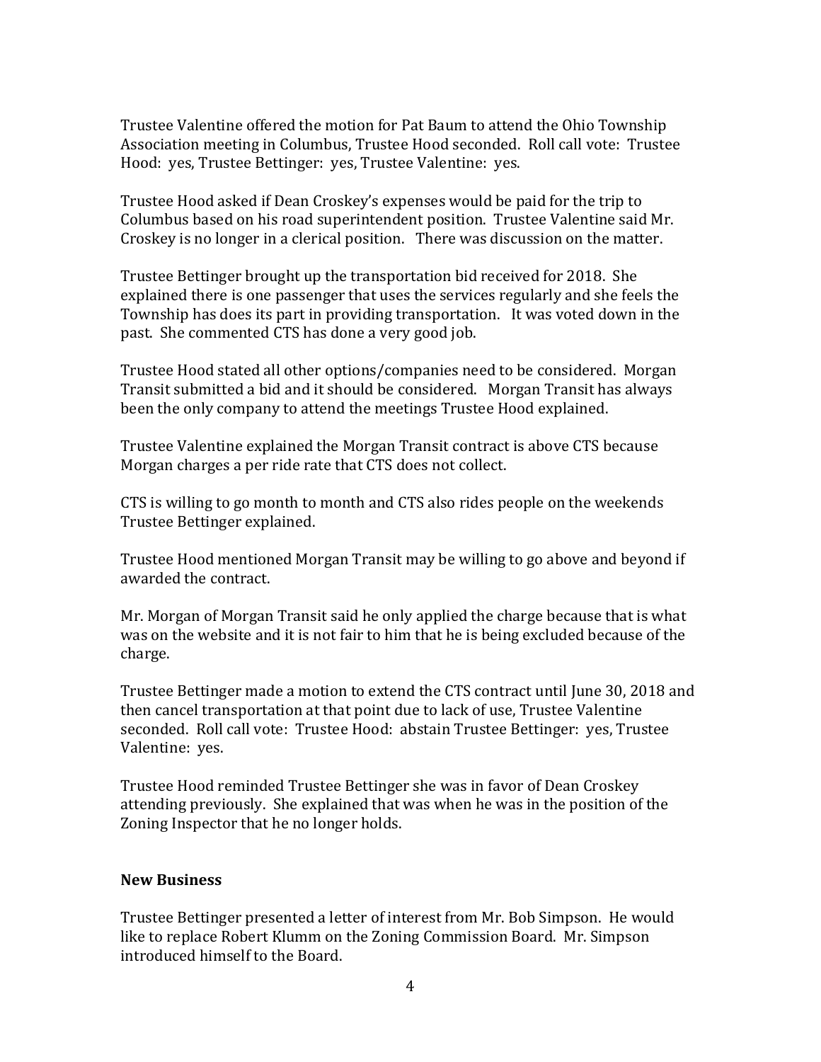Trustee Valentine offered the motion for Pat Baum to attend the Ohio Township Association meeting in Columbus, Trustee Hood seconded. Roll call vote: Trustee Hood: yes, Trustee Bettinger: yes, Trustee Valentine: yes.

Trustee Hood asked if Dean Croskey's expenses would be paid for the trip to Columbus based on his road superintendent position. Trustee Valentine said Mr. Croskey is no longer in a clerical position. There was discussion on the matter.

Trustee Bettinger brought up the transportation bid received for 2018. She explained there is one passenger that uses the services regularly and she feels the Township has does its part in providing transportation. It was voted down in the past. She commented CTS has done a very good job.

Trustee Hood stated all other options/companies need to be considered. Morgan Transit submitted a bid and it should be considered. Morgan Transit has always been the only company to attend the meetings Trustee Hood explained.

Trustee Valentine explained the Morgan Transit contract is above CTS because Morgan charges a per ride rate that CTS does not collect.

CTS is willing to go month to month and CTS also rides people on the weekends Trustee Bettinger explained.

Trustee Hood mentioned Morgan Transit may be willing to go above and beyond if awarded the contract.

Mr. Morgan of Morgan Transit said he only applied the charge because that is what was on the website and it is not fair to him that he is being excluded because of the charge.

Trustee Bettinger made a motion to extend the CTS contract until June 30, 2018 and then cancel transportation at that point due to lack of use, Trustee Valentine seconded. Roll call vote: Trustee Hood: abstain Trustee Bettinger: yes, Trustee Valentine: yes.

Trustee Hood reminded Trustee Bettinger she was in favor of Dean Croskey attending previously. She explained that was when he was in the position of the Zoning Inspector that he no longer holds.

**New Business**

Trustee Bettinger presented a letter of interest from Mr. Bob Simpson. He would like to replace Robert Klumm on the Zoning Commission Board. Mr. Simpson introduced himself to the Board.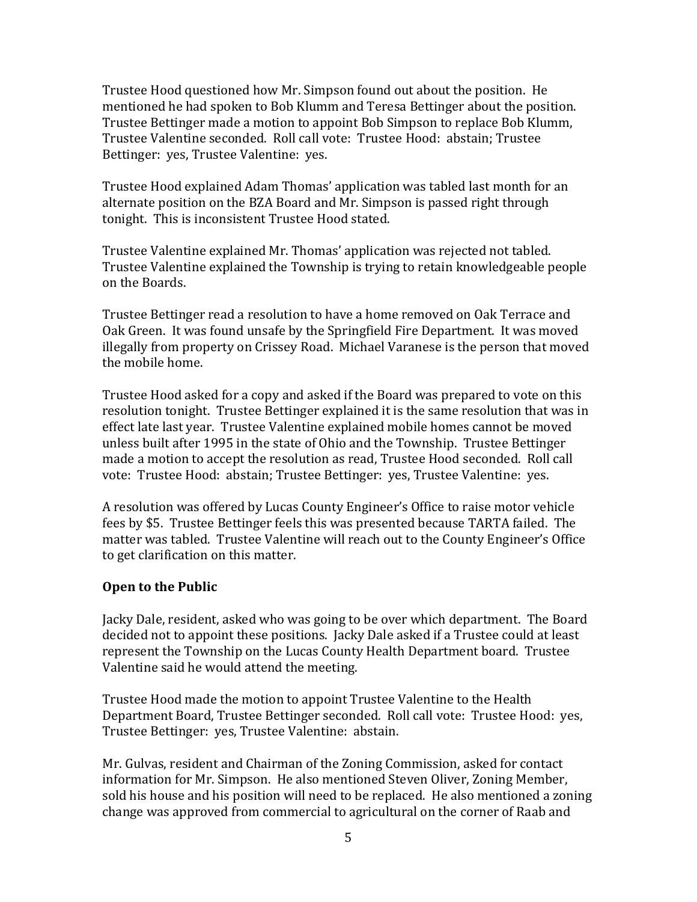Trustee Hood questioned how Mr. Simpson found out about the position. He mentioned he had spoken to Bob Klumm and Teresa Bettinger about the position. Trustee Bettinger made a motion to appoint Bob Simpson to replace Bob Klumm, Trustee Valentine seconded. Roll call vote: Trustee Hood: abstain; Trustee Bettinger: yes, Trustee Valentine: yes.

Trustee Hood explained Adam Thomas' application was tabled last month for an alternate position on the BZA Board and Mr. Simpson is passed right through tonight. This is inconsistent Trustee Hood stated.

Trustee Valentine explained Mr. Thomas' application was rejected not tabled. Trustee Valentine explained the Township is trying to retain knowledgeable people on the Boards.

Trustee Bettinger read a resolution to have a home removed on Oak Terrace and Oak Green. It was found unsafe by the Springfield Fire Department. It was moved illegally from property on Crissey Road. Michael Varanese is the person that moved the mobile home.

Trustee Hood asked for a copy and asked if the Board was prepared to vote on this resolution tonight. Trustee Bettinger explained it is the same resolution that was in effect late last year. Trustee Valentine explained mobile homes cannot be moved unless built after 1995 in the state of Ohio and the Township. Trustee Bettinger made a motion to accept the resolution as read, Trustee Hood seconded. Roll call vote: Trustee Hood: abstain; Trustee Bettinger: yes, Trustee Valentine: yes.

A resolution was offered by Lucas County Engineer's Office to raise motor vehicle fees by $5. Trustee Bettinger feels this was presented because TARTA failed. The matter was tabled. Trustee Valentine will reach out to the County Engineer's Office to get clarification on this matter.

**Open to the Public**

Jacky Dale, resident, asked who was going to be over which department. The Board decided not to appoint these positions. Jacky Dale asked if a Trustee could at least represent the Township on the Lucas County Health Department board. Trustee Valentine said he would attend the meeting.

Trustee Hood made the motion to appoint Trustee Valentine to the Health Department Board, Trustee Bettinger seconded. Roll call vote: Trustee Hood: yes, Trustee Bettinger: yes, Trustee Valentine: abstain.

Mr. Gulvas, resident and Chairman of the Zoning Commission, asked for contact information for Mr. Simpson. He also mentioned Steven Oliver, Zoning Member, sold his house and his position will need to be replaced. He also mentioned a zoning change was approved from commercial to agricultural on the corner of Raab and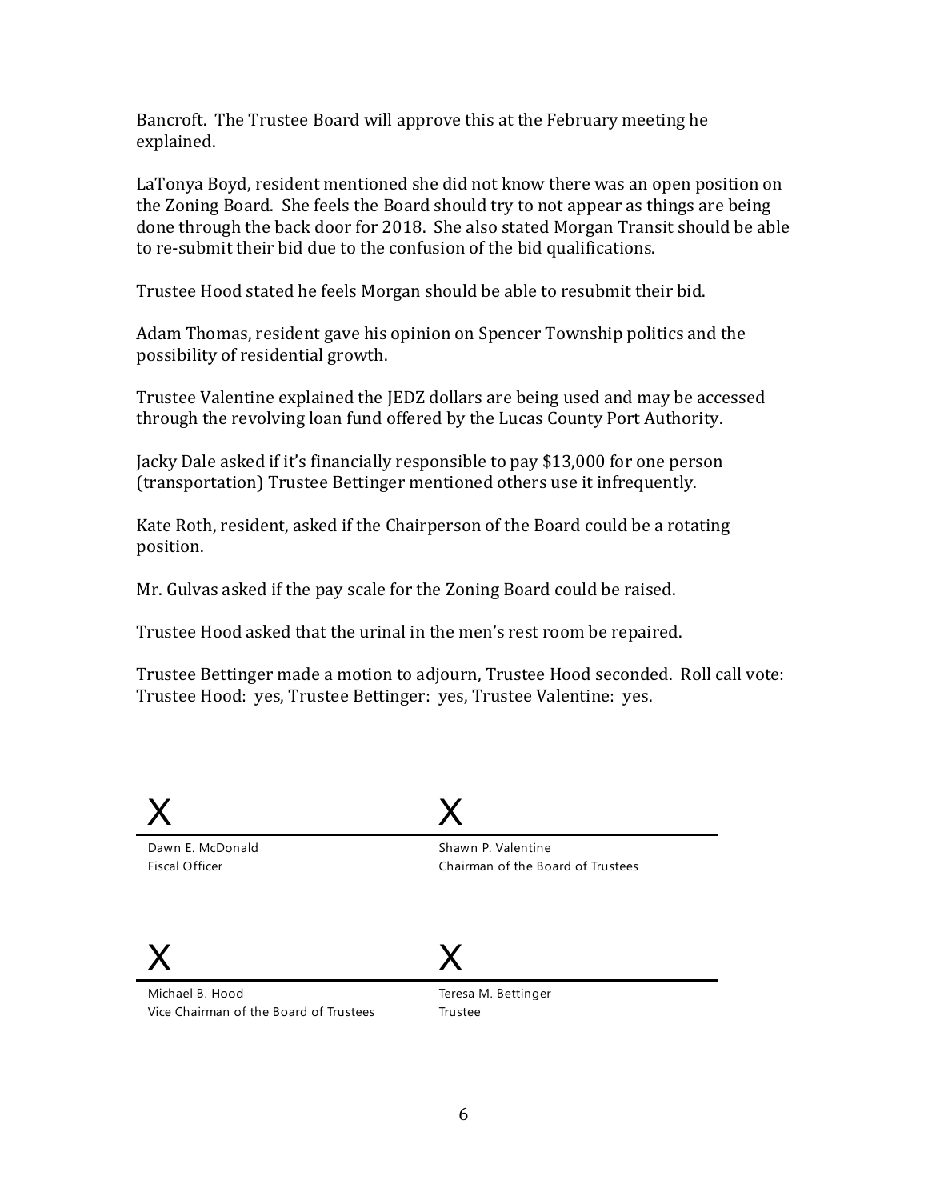Bancroft. The Trustee Board will approve this at the February meeting he explained.

LaTonya Boyd, resident mentioned she did not know there was an open position on the Zoning Board. She feels the Board should try to not appear as things are being done through the back door for 2018. She also stated Morgan Transit should be able to re-submit their bid due to the confusion of the bid qualifications.

Trustee Hood stated he feels Morgan should be able to resubmit their bid.

Adam Thomas, resident gave his opinion on Spencer Township politics and the possibility of residential growth.

Trustee Valentine explained the JEDZ dollars are being used and may be accessed through the revolving loan fund offered by the Lucas County Port Authority.

Jacky Dale asked if it's financially responsible to pay $13,000 for one person (transportation) Trustee Bettinger mentioned others use it infrequently.

Kate Roth, resident, asked if the Chairperson of the Board could be a rotating position.

Mr. Gulvas asked if the pay scale for the Zoning Board could be raised.

Trustee Hood asked that the urinal in the men's rest room be repaired.

Trustee Bettinger made a motion to adjourn, Trustee Hood seconded. Roll call vote: Trustee Hood: yes, Trustee Bettinger: yes, Trustee Valentine: yes.

X

Dawn E. McDonald
Fiscal Officer

X

Shawn P. Valentine
Chairman of the Board of Trustees

X

Michael B. Hood
Vice Chairman of the Board of Trustees

X

Teresa M. Bettinger
Trustee